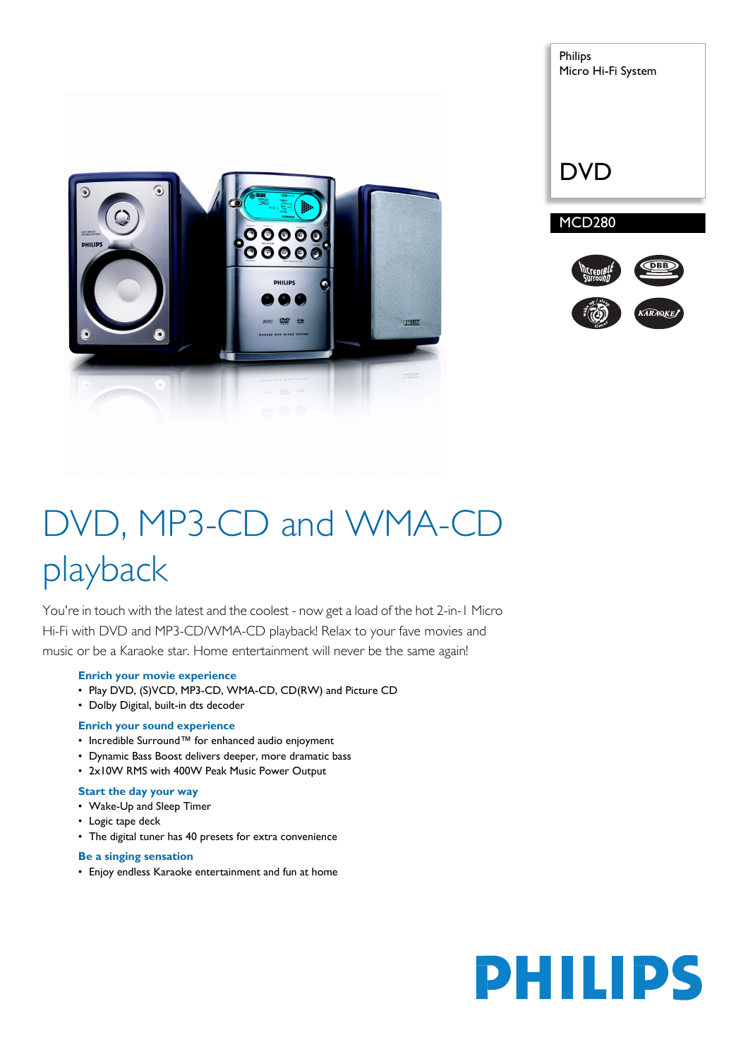Philips
Micro Hi-Fi System

DVD

MCD280

# DVD, MP3-CD and WMA-CD playback

You're in touch with the latest and the coolest - now get a load of the hot 2-in-1 Micro Hi-Fi with DVD and MP3-CD/WMA-CD playback! Relax to your fave movies and music or be a Karaoke star. Home entertainment will never be the same again!

### Enrich your movie experience

- Play DVD, (S)VCD, MP3-CD, WMA-CD, CD(RW) and Picture CD
- Dolby Digital, built-in dts decoder

### Enrich your sound experience

- Incredible Surround™ for enhanced audio enjoyment
- Dynamic Bass Boost delivers deeper, more dramatic bass
- 2x10W RMS with 400W Peak Music Power Output

### Start the day your way

- Wake-Up and Sleep Timer
- Logic tape deck
- The digital tuner has 40 presets for extra convenience

### Be a singing sensation

- Enjoy endless Karaoke entertainment and fun at home

PHILIPS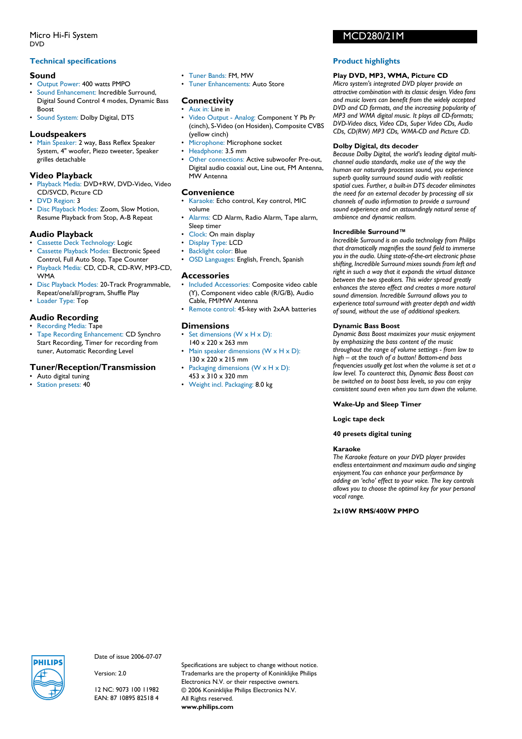Micro Hi-Fi System
DVD

# MCD280/21M

## Technical specifications

### Sound
- Output Power: 400 watts PMPO
- Sound Enhancement: Incredible Surround, Digital Sound Control 4 modes, Dynamic Bass Boost
- Sound System: Dolby Digital, DTS

### Loudspeakers
- Main Speaker: 2 way, Bass Reflex Speaker System, 4" woofer, Piezo tweeter, Speaker grilles detachable

### Video Playback
- Playback Media: DVD+RW, DVD-Video, Video CD/SVCD, Picture CD
- DVD Region: 3
- Disc Playback Modes: Zoom, Slow Motion, Resume Playback from Stop, A-B Repeat

### Audio Playback
- Cassette Deck Technology: Logic
- Cassette Playback Modes: Electronic Speed Control, Full Auto Stop, Tape Counter
- Playback Media: CD, CD-R, CD-RW, MP3-CD, WMA
- Disc Playback Modes: 20-Track Programmable, Repeat/one/all/program, Shuffle Play
- Loader Type: Top

### Audio Recording
- Recording Media: Tape
- Tape Recording Enhancement: CD Synchro Start Recording, Timer for recording from tuner, Automatic Recording Level

### Tuner/Reception/Transmission
- Auto digital tuning
- Station presets: 40
- Tuner Bands: FM, MW
- Tuner Enhancements: Auto Store

### Connectivity
- Aux in: Line in
- Video Output - Analog: Component Y Pb Pr (cinch), S-Video (on Hosiden), Composite CVBS (yellow cinch)
- Microphone: Microphone socket
- Headphone: 3.5 mm
- Other connections: Active subwoofer Pre-out, Digital audio coaxial out, Line out, FM Antenna, MW Antenna

### Convenience
- Karaoke: Echo control, Key control, MIC volume
- Alarms: CD Alarm, Radio Alarm, Tape alarm, Sleep timer
- Clock: On main display
- Display Type: LCD
- Backlight color: Blue
- OSD Languages: English, French, Spanish

### Accessories
- Included Accessories: Composite video cable (Y), Component video cable (R/G/B), Audio Cable, FM/MW Antenna
- Remote control: 45-key with 2xAA batteries

### Dimensions
- Set dimensions (W x H x D): 140 x 220 x 263 mm
- Main speaker dimensions (W x H x D): 130 x 220 x 215 mm
- Packaging dimensions (W x H x D): 453 x 310 x 320 mm
- Weight incl. Packaging: 8.0 kg

## Product highlights

### Play DVD, MP3, WMA, Picture CD
*Micro system's integrated DVD player provide an attractive combination with its classic design. Video fans and music lovers can benefit from the widely accepted DVD and CD formats, and the increasing popularity of MP3 and WMA digital music. It plays all CD-formats; DVD-Video discs, Video CDs, Super Video CDs, Audio CDs, CD(RW) MP3 CDs, WMA-CD and Picture CD.*

### Dolby Digital, dts decoder
*Because Dolby Digital, the world's leading digital multi-channel audio standards, make use of the way the human ear naturally processes sound, you experience superb quality surround sound audio with realistic spatial cues. Further, a built-in DTS decoder eliminates the need for an external decoder by processing all six channels of audio information to provide a surround sound experience and an astoundingly natural sense of ambience and dynamic realism.*

### Incredible Surround™
*Incredible Surround is an audio technology from Philips that dramatically magnifies the sound field to immerse you in the audio. Using state-of-the-art electronic phase shifting, Incredible Surround mixes sounds from left and right in such a way that it expands the virtual distance between the two speakers. This wider spread greatly enhances the stereo effect and creates a more natural sound dimension. Incredible Surround allows you to experience total surround with greater depth and width of sound, without the use of additional speakers.*

### Dynamic Bass Boost
*Dynamic Bass Boost maximizes your music enjoyment by emphasizing the bass content of the music throughout the range of volume settings - from low to high – at the touch of a button! Bottom-end bass frequencies usually get lost when the volume is set at a low level. To counteract this, Dynamic Bass Boost can be switched on to boost bass levels, so you can enjoy consistent sound even when you turn down the volume.*

### Wake-Up and Sleep Timer

### Logic tape deck

### 40 presets digital tuning

### Karaoke
*The Karaoke feature on your DVD player provides endless entertainment and maximum audio and singing enjoyment. You can enhance your performance by adding an 'echo' effect to your voice. The key controls allows you to choose the optimal key for your personal vocal range.*

### 2x10W RMS/400W PMPO

PHILIPS

Date of issue 2006-07-07

Version: 2.0

12 NC: 9073 100 11982
EAN: 87 10895 82518 4

Specifications are subject to change without notice. Trademarks are the property of Koninklijke Philips Electronics N.V. or their respective owners.
© 2006 Koninklijke Philips Electronics N.V.
All Rights reserved.
**www.philips.com**